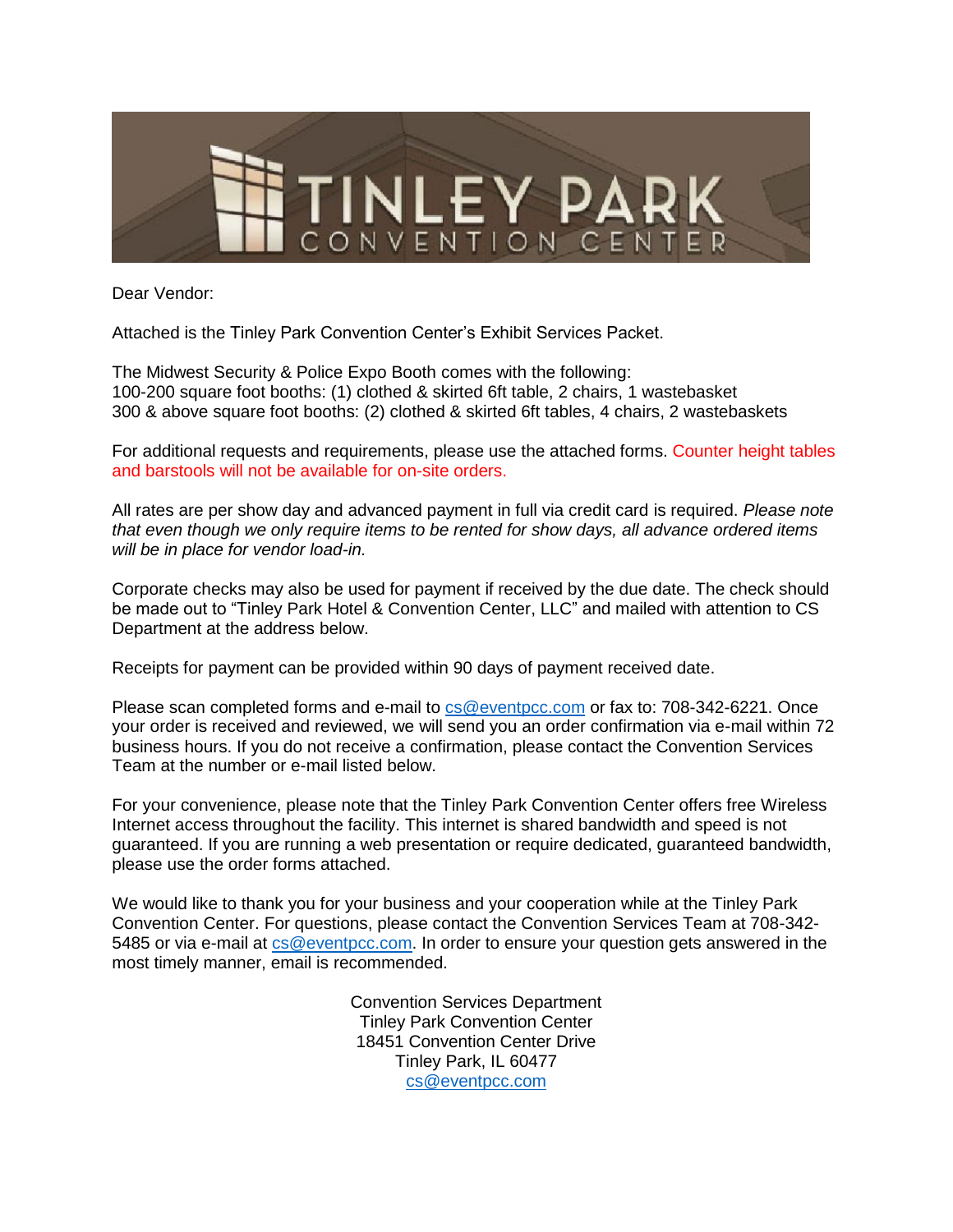# TINLEY PARK CONVENTION CENTER

Dear Vendor:

Attached is the Tinley Park Convention Center's Exhibit Services Packet.

The Midwest Security & Police Expo Booth comes with the following:
100-200 square foot booths: (1) clothed & skirted 6ft table, 2 chairs, 1 wastebasket
300 & above square foot booths: (2) clothed & skirted 6ft tables, 4 chairs, 2 wastebaskets

For additional requests and requirements, please use the attached forms. Counter height tables and barstools will not be available for on-site orders.

All rates are per show day and advanced payment in full via credit card is required. *Please note that even though we only require items to be rented for show days, all advance ordered items will be in place for vendor load-in.*

Corporate checks may also be used for payment if received by the due date. The check should be made out to "Tinley Park Hotel & Convention Center, LLC" and mailed with attention to CS Department at the address below.

Receipts for payment can be provided within 90 days of payment received date.

Please scan completed forms and e-mail to cs@eventpcc.com or fax to: 708-342-6221. Once your order is received and reviewed, we will send you an order confirmation via e-mail within 72 business hours. If you do not receive a confirmation, please contact the Convention Services Team at the number or e-mail listed below.

For your convenience, please note that the Tinley Park Convention Center offers free Wireless Internet access throughout the facility. This internet is shared bandwidth and speed is not guaranteed. If you are running a web presentation or require dedicated, guaranteed bandwidth, please use the order forms attached.

We would like to thank you for your business and your cooperation while at the Tinley Park Convention Center. For questions, please contact the Convention Services Team at 708-342-5485 or via e-mail at cs@eventpcc.com. In order to ensure your question gets answered in the most timely manner, email is recommended.

Convention Services Department
Tinley Park Convention Center
18451 Convention Center Drive
Tinley Park, IL 60477
cs@eventpcc.com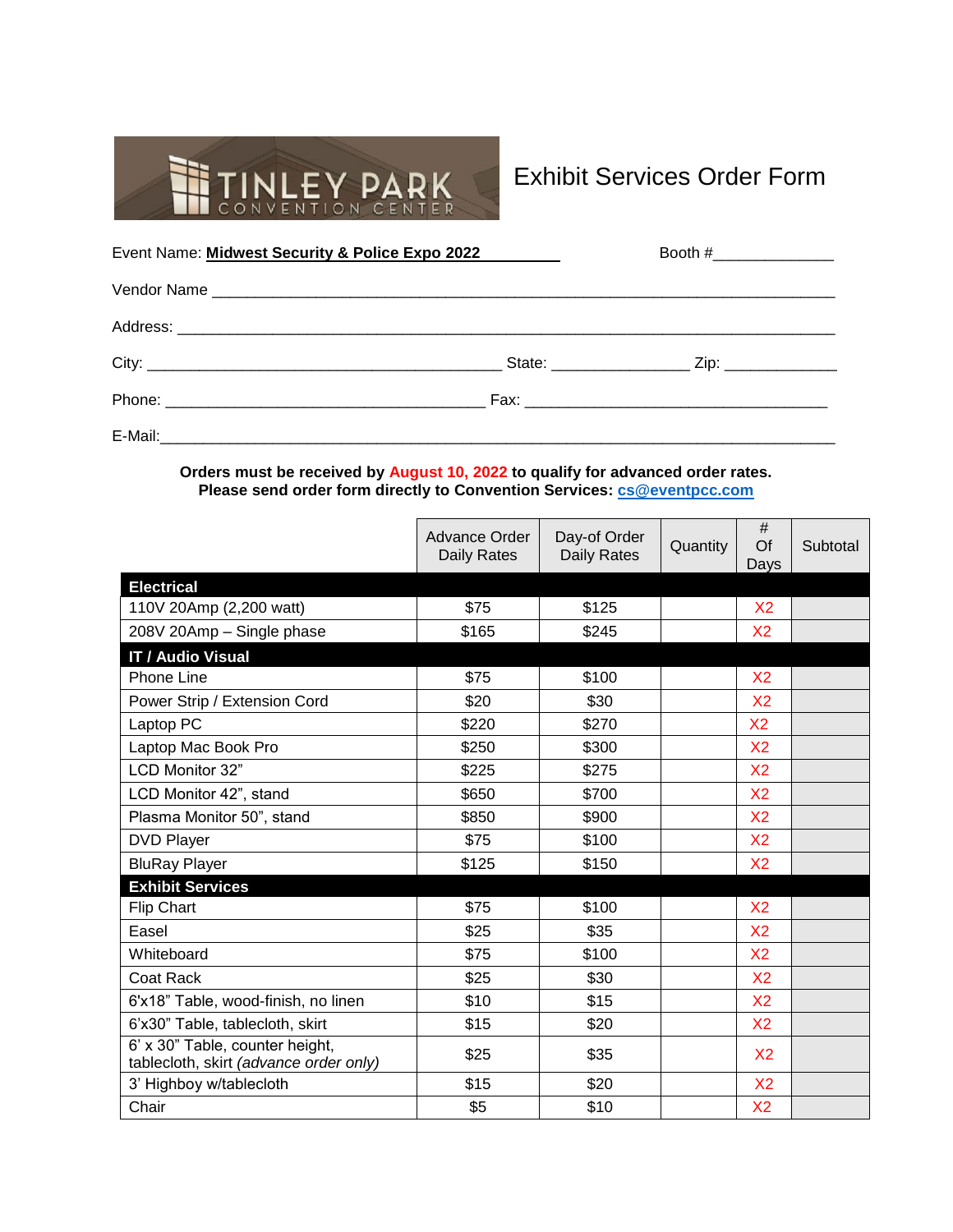Exhibit Services Order Form

Event Name: **Midwest Security & Police Expo 2022** Booth #______________

Vendor Name ____________________________________________________________

Address: _______________________________________________________________

City: ________________________________ State: _______________ Zip: _____________

Phone: ________________________________ Fax: ________________________________

E-Mail:_________________________________________________________________

**Orders must be received by August 10, 2022 to qualify for advanced order rates.**
**Please send order form directly to Convention Services: [cs@eventpcc.com](mailto:cs@eventpcc.com)**

| | Advance Order Daily Rates | Day-of Order Daily Rates | Quantity | # Of Days | Subtotal |
|---|---|---|---|---|---|
| **Electrical** | | | | | |
| 110V 20Amp (2,200 watt) | $75 | $125 | | X2 | |
| 208V 20Amp – Single phase | $165 | $245 | | X2 | |
| **IT / Audio Visual** | | | | | |
| Phone Line | $75 | $100 | | X2 | |
| Power Strip / Extension Cord | $20 | $30 | | X2 | |
| Laptop PC | $220 | $270 | | X2 | |
| Laptop Mac Book Pro | $250 | $300 | | X2 | |
| LCD Monitor 32” | $225 | $275 | | X2 | |
| LCD Monitor 42”, stand | $650 | $700 | | X2 | |
| Plasma Monitor 50”, stand | $850 | $900 | | X2 | |
| DVD Player | $75 | $100 | | X2 | |
| BluRay Player | $125 | $150 | | X2 | |
| **Exhibit Services** | | | | | |
| Flip Chart | $75 | $100 | | X2 | |
| Easel | $25 | $35 | | X2 | |
| Whiteboard | $75 | $100 | | X2 | |
| Coat Rack | $25 | $30 | | X2 | |
| 6'x18” Table, wood-finish, no linen | $10 | $15 | | X2 | |
| 6'x30” Table, tablecloth, skirt | $15 | $20 | | X2 | |
| 6' x 30” Table, counter height, tablecloth, skirt *(advance order only)* | $25 | $35 | | X2 | |
| 3' Highboy w/tablecloth | $15 | $20 | | X2 | |
| Chair | $5 | $10 | | X2 | |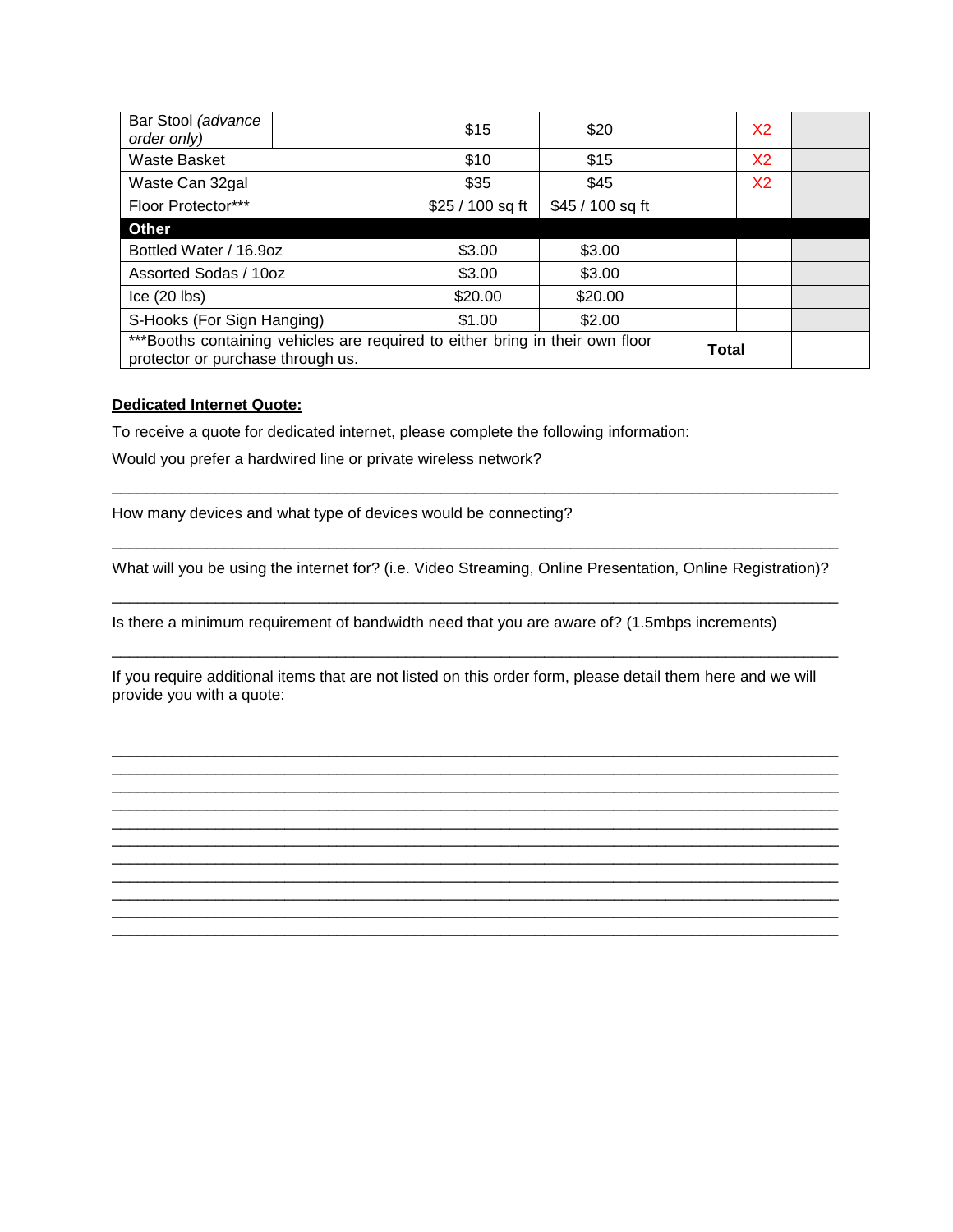| | | | | | | |
|---|---|---|---|---|---|---|
| Bar Stool *(advance order only)* | | $15 | $20 | | X2 | |
| Waste Basket | | $10 | $15 | | X2 | |
| Waste Can 32gal | | $35 | $45 | | X2 | |
| Floor Protector*** | | $25 / 100 sq ft | $45 / 100 sq ft | | | |
| **Other** | | | | | | |
| Bottled Water / 16.9oz | | $3.00 | $3.00 | | | |
| Assorted Sodas / 10oz | | $3.00 | $3.00 | | | |
| Ice (20 lbs) | | $20.00 | $20.00 | | | |
| S-Hooks (For Sign Hanging) | | $1.00 | $2.00 | | | |
| ***Booths containing vehicles are required to either bring in their own floor protector or purchase through us. | | | | **Total** | | |

**Dedicated Internet Quote:**

To receive a quote for dedicated internet, please complete the following information:

Would you prefer a hardwired line or private wireless network?

\_\_\_\_\_\_\_\_\_\_\_\_\_\_\_\_\_\_\_\_\_\_\_\_\_\_\_\_\_\_\_\_\_\_\_\_\_\_\_\_\_\_\_\_\_\_\_\_\_\_\_\_\_\_\_\_\_\_\_\_\_\_\_\_\_\_\_\_\_\_\_\_

How many devices and what type of devices would be connecting?

\_\_\_\_\_\_\_\_\_\_\_\_\_\_\_\_\_\_\_\_\_\_\_\_\_\_\_\_\_\_\_\_\_\_\_\_\_\_\_\_\_\_\_\_\_\_\_\_\_\_\_\_\_\_\_\_\_\_\_\_\_\_\_\_\_\_\_\_\_\_\_\_

What will you be using the internet for? (i.e. Video Streaming, Online Presentation, Online Registration)?

\_\_\_\_\_\_\_\_\_\_\_\_\_\_\_\_\_\_\_\_\_\_\_\_\_\_\_\_\_\_\_\_\_\_\_\_\_\_\_\_\_\_\_\_\_\_\_\_\_\_\_\_\_\_\_\_\_\_\_\_\_\_\_\_\_\_\_\_\_\_\_\_

Is there a minimum requirement of bandwidth need that you are aware of? (1.5mbps increments)

\_\_\_\_\_\_\_\_\_\_\_\_\_\_\_\_\_\_\_\_\_\_\_\_\_\_\_\_\_\_\_\_\_\_\_\_\_\_\_\_\_\_\_\_\_\_\_\_\_\_\_\_\_\_\_\_\_\_\_\_\_\_\_\_\_\_\_\_\_\_\_\_

If you require additional items that are not listed on this order form, please detail them here and we will provide you with a quote:

\_\_\_\_\_\_\_\_\_\_\_\_\_\_\_\_\_\_\_\_\_\_\_\_\_\_\_\_\_\_\_\_\_\_\_\_\_\_\_\_\_\_\_\_\_\_\_\_\_\_\_\_\_\_\_\_\_\_\_\_\_\_\_\_\_\_\_\_\_\_\_\_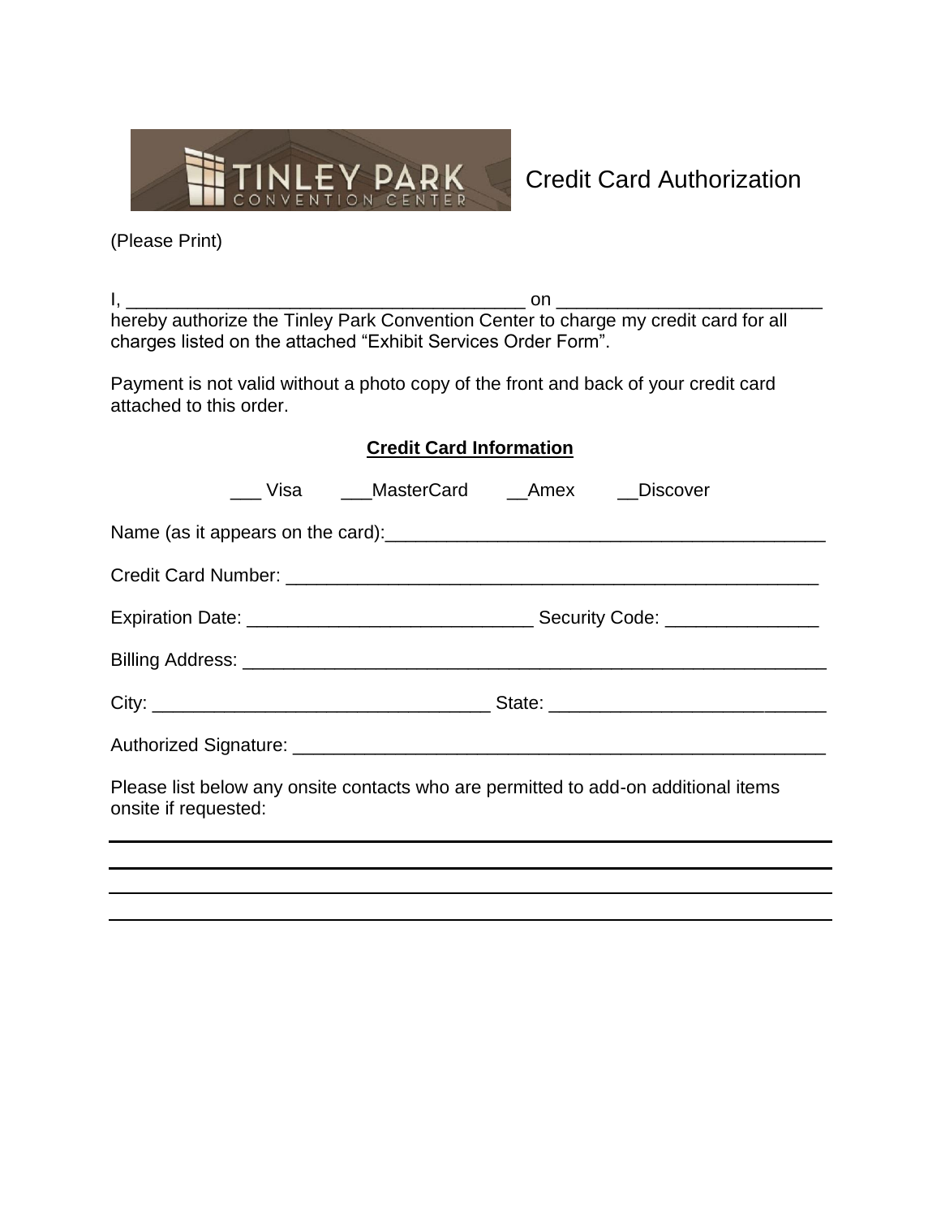TINLEY PARK CONVENTION CENTER

# Credit Card Authorization

(Please Print)

I, ________________________________________ on __________________________ hereby authorize the Tinley Park Convention Center to charge my credit card for all charges listed on the attached "Exhibit Services Order Form".

Payment is not valid without a photo copy of the front and back of your credit card attached to this order.

**Credit Card Information**

___ Visa ___MasterCard __Amex __Discover

Name (as it appears on the card):_____________________________________________

Credit Card Number: _______________________________________________________

Expiration Date: ____________________________ Security Code: _______________

Billing Address: _____________________________________________________________

City: _________________________________ State: ___________________________

Authorized Signature: _______________________________________________________

Please list below any onsite contacts who are permitted to add-on additional items onsite if requested:

______________________________________________________________________

______________________________________________________________________

______________________________________________________________________

______________________________________________________________________